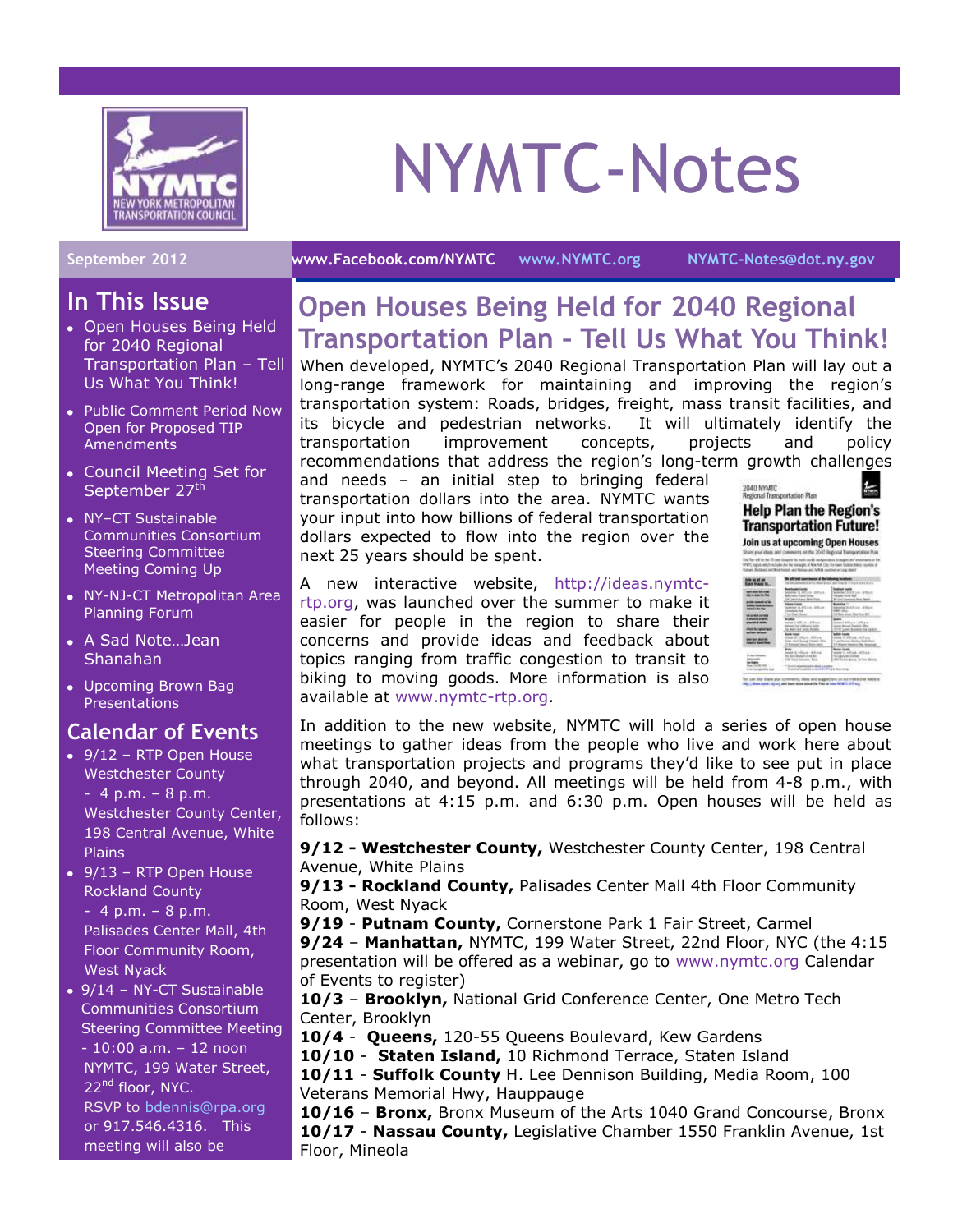# NYMTC-Notes

September 2012 | www.Facebook.com/NYMTC | www.NYMTC.org | NYMTC-Notes@dot.ny.gov

## In This Issue

- Open Houses Being Held for 2040 Regional Transportation Plan – Tell Us What You Think!
- Public Comment Period Now Open for Proposed TIP Amendments
- Council Meeting Set for September 27th
- NY–CT Sustainable Communities Consortium Steering Committee Meeting Coming Up
- NY-NJ-CT Metropolitan Area Planning Forum
- A Sad Note…Jean Shanahan
- Upcoming Brown Bag Presentations

## Calendar of Events

- 9/12 – RTP Open House Westchester County - 4 p.m. – 8 p.m. Westchester County Center, 198 Central Avenue, White Plains
- 9/13 – RTP Open House Rockland County - 4 p.m. – 8 p.m. Palisades Center Mall, 4th Floor Community Room, West Nyack
- 9/14 – NY-CT Sustainable Communities Consortium Steering Committee Meeting - 10:00 a.m. – 12 noon NYMTC, 199 Water Street, 22nd floor, NYC. RSVP to bdennis@rpa.org or 917.546.4316. This meeting will also be

## Open Houses Being Held for 2040 Regional Transportation Plan – Tell Us What You Think!

When developed, NYMTC's 2040 Regional Transportation Plan will lay out a long-range framework for maintaining and improving the region's transportation system: Roads, bridges, freight, mass transit facilities, and its bicycle and pedestrian networks. It will ultimately identify the transportation improvement concepts, projects and policy recommendations that address the region's long-term growth challenges and needs – an initial step to bringing federal transportation dollars into the area. NYMTC wants your input into how billions of federal transportation dollars expected to flow into the region over the next 25 years should be spent.

A new interactive website, http://ideas.nymtc-rtp.org, was launched over the summer to make it easier for people in the region to share their concerns and provide ideas and feedback about topics ranging from traffic congestion to transit to biking to moving goods. More information is also available at www.nymtc-rtp.org.

In addition to the new website, NYMTC will hold a series of open house meetings to gather ideas from the people who live and work here about what transportation projects and programs they'd like to see put in place through 2040, and beyond. All meetings will be held from 4-8 p.m., with presentations at 4:15 p.m. and 6:30 p.m. Open houses will be held as follows:

**9/12 - Westchester County,** Westchester County Center, 198 Central Avenue, White Plains
**9/13 - Rockland County,** Palisades Center Mall 4th Floor Community Room, West Nyack
**9/19** - **Putnam County,** Cornerstone Park 1 Fair Street, Carmel
**9/24** – **Manhattan,** NYMTC, 199 Water Street, 22nd Floor, NYC (the 4:15 presentation will be offered as a webinar, go to www.nymtc.org Calendar of Events to register)
**10/3** – **Brooklyn,** National Grid Conference Center, One Metro Tech Center, Brooklyn
**10/4** - **Queens,** 120-55 Queens Boulevard, Kew Gardens
**10/10** - **Staten Island,** 10 Richmond Terrace, Staten Island
**10/11** - **Suffolk County** H. Lee Dennison Building, Media Room, 100 Veterans Memorial Hwy, Hauppauge
**10/16** – **Bronx,** Bronx Museum of the Arts 1040 Grand Concourse, Bronx
**10/17** - **Nassau County,** Legislative Chamber 1550 Franklin Avenue, 1st Floor, Mineola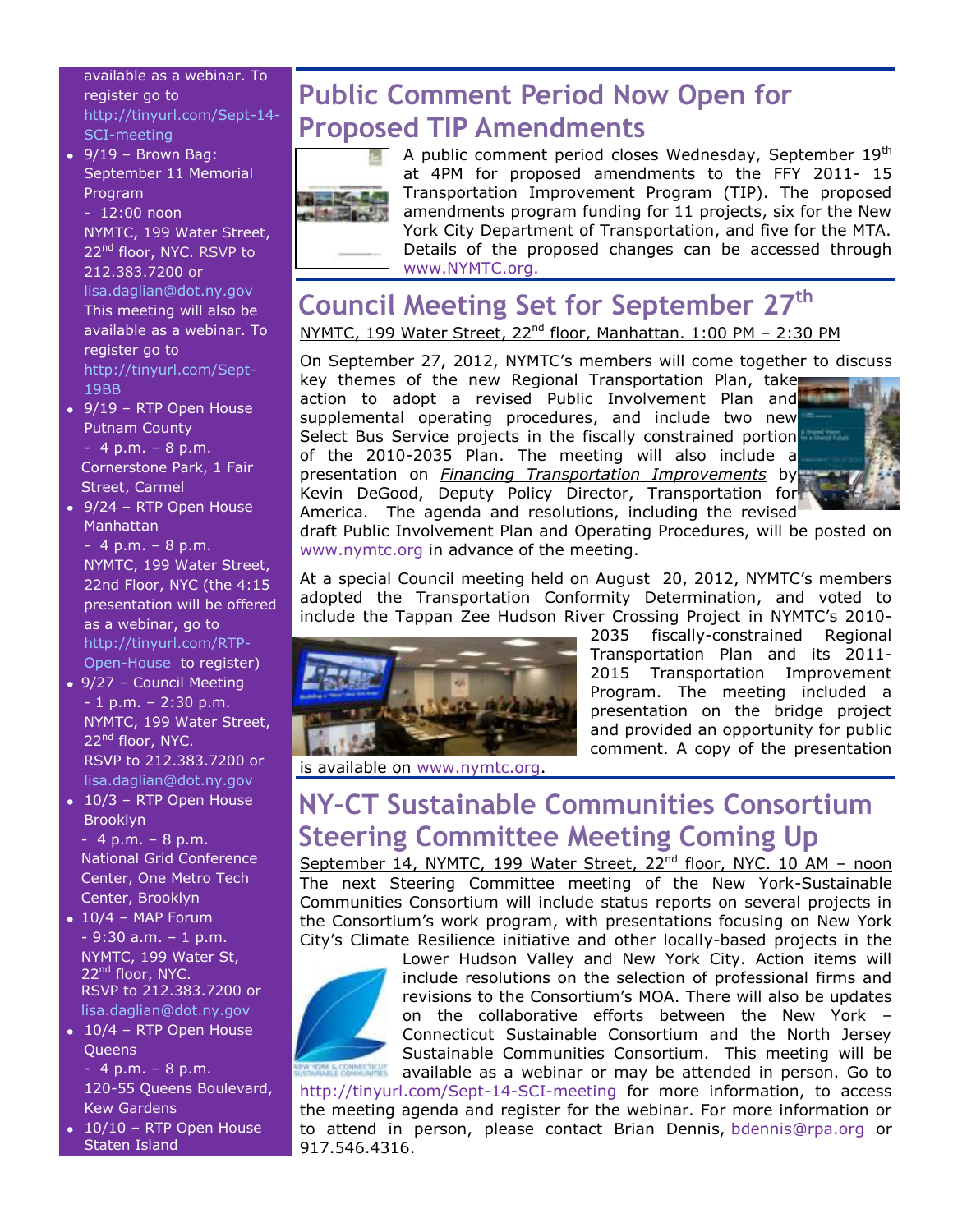available as a webinar. To register go to http://tinyurl.com/Sept-14-SCI-meeting

- 9/19 – Brown Bag: September 11 Memorial Program
  - 12:00 noon
  NYMTC, 199 Water Street, 22nd floor, NYC. RSVP to 212.383.7200 or lisa.daglian@dot.ny.gov
  This meeting will also be available as a webinar. To register go to http://tinyurl.com/Sept-19BB
- 9/19 – RTP Open House Putnam County
  - 4 p.m. – 8 p.m.
  Cornerstone Park, 1 Fair Street, Carmel
- 9/24 – RTP Open House Manhattan
  - 4 p.m. – 8 p.m.
  NYMTC, 199 Water Street, 22nd Floor, NYC (the 4:15 presentation will be offered as a webinar, go to http://tinyurl.com/RTP-Open-House to register)
- 9/27 – Council Meeting
  - 1 p.m. – 2:30 p.m.
  NYMTC, 199 Water Street, 22nd floor, NYC.
  RSVP to 212.383.7200 or lisa.daglian@dot.ny.gov
- 10/3 – RTP Open House Brooklyn
  - 4 p.m. – 8 p.m.
  National Grid Conference Center, One Metro Tech Center, Brooklyn
- 10/4 – MAP Forum
  - 9:30 a.m. – 1 p.m.
  NYMTC, 199 Water St, 22nd floor, NYC.
  RSVP to 212.383.7200 or lisa.daglian@dot.ny.gov
- 10/4 – RTP Open House Queens
  - 4 p.m. – 8 p.m.
  120-55 Queens Boulevard, Kew Gardens
- 10/10 – RTP Open House Staten Island

## Public Comment Period Now Open for Proposed TIP Amendments

A public comment period closes Wednesday, September 19th at 4PM for proposed amendments to the FFY 2011- 15 Transportation Improvement Program (TIP). The proposed amendments program funding for 11 projects, six for the New York City Department of Transportation, and five for the MTA. Details of the proposed changes can be accessed through www.NYMTC.org.

## Council Meeting Set for September 27th

NYMTC, 199 Water Street, 22nd floor, Manhattan. 1:00 PM – 2:30 PM

On September 27, 2012, NYMTC's members will come together to discuss key themes of the new Regional Transportation Plan, take action to adopt a revised Public Involvement Plan and supplemental operating procedures, and include two new Select Bus Service projects in the fiscally constrained portion of the 2010-2035 Plan. The meeting will also include a presentation on *Financing Transportation Improvements* by Kevin DeGood, Deputy Policy Director, Transportation for America. The agenda and resolutions, including the revised draft Public Involvement Plan and Operating Procedures, will be posted on www.nymtc.org in advance of the meeting.

At a special Council meeting held on August 20, 2012, NYMTC's members adopted the Transportation Conformity Determination, and voted to include the Tappan Zee Hudson River Crossing Project in NYMTC's 2010-2035 fiscally-constrained Regional Transportation Plan and its 2011-2015 Transportation Improvement Program. The meeting included a presentation on the bridge project and provided an opportunity for public comment. A copy of the presentation is available on www.nymtc.org.

## NY-CT Sustainable Communities Consortium Steering Committee Meeting Coming Up

September 14, NYMTC, 199 Water Street, 22nd floor, NYC. 10 AM – noon

The next Steering Committee meeting of the New York-Sustainable Communities Consortium will include status reports on several projects in the Consortium's work program, with presentations focusing on New York City's Climate Resilience initiative and other locally-based projects in the Lower Hudson Valley and New York City. Action items will include resolutions on the selection of professional firms and revisions to the Consortium's MOA. There will also be updates on the collaborative efforts between the New York – Connecticut Sustainable Consortium and the North Jersey Sustainable Communities Consortium. This meeting will be available as a webinar or may be attended in person. Go to http://tinyurl.com/Sept-14-SCI-meeting for more information, to access the meeting agenda and register for the webinar. For more information or to attend in person, please contact Brian Dennis, bdennis@rpa.org or 917.546.4316.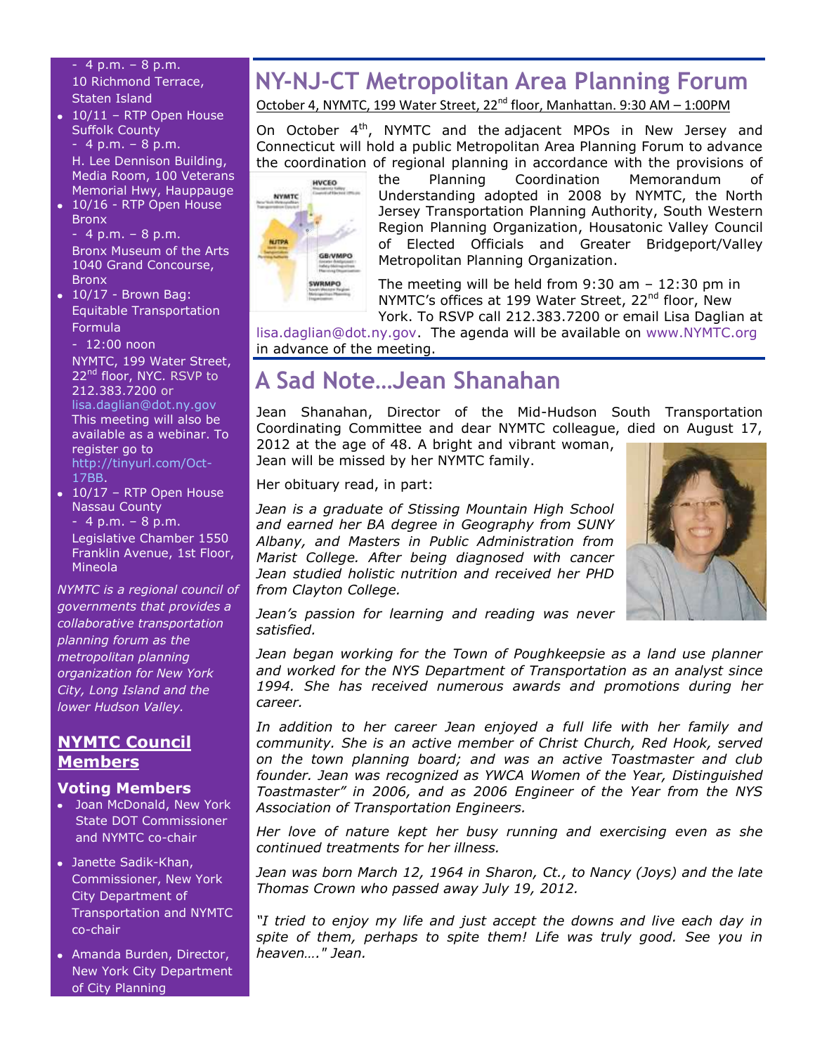- 4 p.m. – 8 p.m.
  10 Richmond Terrace, Staten Island
- 10/11 – RTP Open House Suffolk County
  - 4 p.m. – 8 p.m.
  H. Lee Dennison Building, Media Room, 100 Veterans Memorial Hwy, Hauppauge
- 10/16 - RTP Open House Bronx
  - 4 p.m. – 8 p.m.
  Bronx Museum of the Arts 1040 Grand Concourse, Bronx
- 10/17 - Brown Bag: Equitable Transportation Formula
  - 12:00 noon
  NYMTC, 199 Water Street, 22nd floor, NYC. RSVP to 212.383.7200 or lisa.daglian@dot.ny.gov
  This meeting will also be available as a webinar. To register go to http://tinyurl.com/Oct-17BB.
- 10/17 – RTP Open House Nassau County
  - 4 p.m. – 8 p.m.
  Legislative Chamber 1550 Franklin Avenue, 1st Floor, Mineola

*NYMTC is a regional council of governments that provides a collaborative transportation planning forum as the metropolitan planning organization for New York City, Long Island and the lower Hudson Valley.*

## NYMTC Council Members

### Voting Members

- Joan McDonald, New York State DOT Commissioner and NYMTC co-chair
- Janette Sadik-Khan, Commissioner, New York City Department of Transportation and NYMTC co-chair
- Amanda Burden, Director, New York City Department of City Planning

# NY-NJ-CT Metropolitan Area Planning Forum

October 4, NYMTC, 199 Water Street, 22nd floor, Manhattan. 9:30 AM – 1:00PM

On October 4th, NYMTC and the adjacent MPOs in New Jersey and Connecticut will hold a public Metropolitan Area Planning Forum to advance the coordination of regional planning in accordance with the provisions of the Planning Coordination Memorandum of Understanding adopted in 2008 by NYMTC, the North Jersey Transportation Planning Authority, South Western Region Planning Organization, Housatonic Valley Council of Elected Officials and Greater Bridgeport/Valley Metropolitan Planning Organization.

The meeting will be held from 9:30 am – 12:30 pm in NYMTC's offices at 199 Water Street, 22nd floor, New York. To RSVP call 212.383.7200 or email Lisa Daglian at lisa.daglian@dot.ny.gov. The agenda will be available on www.NYMTC.org in advance of the meeting.

# A Sad Note…Jean Shanahan

Jean Shanahan, Director of the Mid-Hudson South Transportation Coordinating Committee and dear NYMTC colleague, died on August 17, 2012 at the age of 48. A bright and vibrant woman, Jean will be missed by her NYMTC family.

Her obituary read, in part:

*Jean is a graduate of Stissing Mountain High School and earned her BA degree in Geography from SUNY Albany, and Masters in Public Administration from Marist College. After being diagnosed with cancer Jean studied holistic nutrition and received her PHD from Clayton College.*

*Jean's passion for learning and reading was never satisfied.*

*Jean began working for the Town of Poughkeepsie as a land use planner and worked for the NYS Department of Transportation as an analyst since 1994. She has received numerous awards and promotions during her career.*

*In addition to her career Jean enjoyed a full life with her family and community. She is an active member of Christ Church, Red Hook, served on the town planning board; and was an active Toastmaster and club founder. Jean was recognized as YWCA Women of the Year, Distinguished Toastmaster" in 2006, and as 2006 Engineer of the Year from the NYS Association of Transportation Engineers.*

*Her love of nature kept her busy running and exercising even as she continued treatments for her illness.*

*Jean was born March 12, 1964 in Sharon, Ct., to Nancy (Joys) and the late Thomas Crown who passed away July 19, 2012.*

*"I tried to enjoy my life and just accept the downs and live each day in spite of them, perhaps to spite them! Life was truly good. See you in heaven…." Jean.*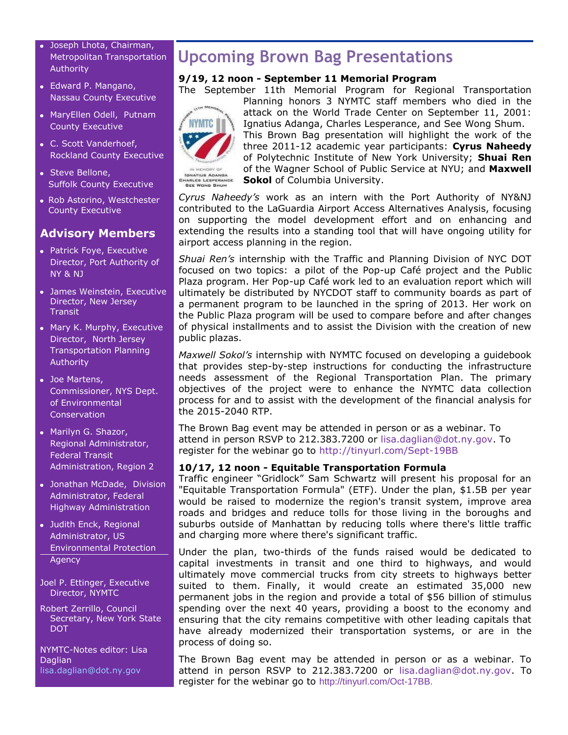- Joseph Lhota, Chairman, Metropolitan Transportation Authority
- Edward P. Mangano, Nassau County Executive
- MaryEllen Odell, Putnam County Executive
- C. Scott Vanderhoef, Rockland County Executive
- Steve Bellone, Suffolk County Executive
- Rob Astorino, Westchester County Executive

## Advisory Members

- Patrick Foye, Executive Director, Port Authority of NY & NJ
- James Weinstein, Executive Director, New Jersey Transit
- Mary K. Murphy, Executive Director, North Jersey Transportation Planning Authority
- Joe Martens, Commissioner, NYS Dept. of Environmental Conservation
- Marilyn G. Shazor, Regional Administrator, Federal Transit Administration, Region 2
- Jonathan McDade, Division Administrator, Federal Highway Administration
- Judith Enck, Regional Administrator, US Environmental Protection Agency

Joel P. Ettinger, Executive Director, NYMTC

Robert Zerrillo, Council Secretary, New York State DOT

NYMTC-Notes editor: Lisa Daglian
lisa.daglian@dot.ny.gov

# Upcoming Brown Bag Presentations

**9/19, 12 noon - September 11 Memorial Program**

The September 11th Memorial Program for Regional Transportation Planning honors 3 NYMTC staff members who died in the attack on the World Trade Center on September 11, 2001: Ignatius Adanga, Charles Lesperance, and See Wong Shum. This Brown Bag presentation will highlight the work of the three 2011-12 academic year participants: **Cyrus Naheedy** of Polytechnic Institute of New York University; **Shuai Ren** of the Wagner School of Public Service at NYU; and **Maxwell Sokol** of Columbia University.

*Cyrus Naheedy's* work as an intern with the Port Authority of NY&NJ contributed to the LaGuardia Airport Access Alternatives Analysis, focusing on supporting the model development effort and on enhancing and extending the results into a standing tool that will have ongoing utility for airport access planning in the region.

*Shuai Ren's* internship with the Traffic and Planning Division of NYC DOT focused on two topics: a pilot of the Pop-up Café project and the Public Plaza program. Her Pop-up Café work led to an evaluation report which will ultimately be distributed by NYCDOT staff to community boards as part of a permanent program to be launched in the spring of 2013. Her work on the Public Plaza program will be used to compare before and after changes of physical installments and to assist the Division with the creation of new public plazas.

*Maxwell Sokol's* internship with NYMTC focused on developing a guidebook that provides step-by-step instructions for conducting the infrastructure needs assessment of the Regional Transportation Plan. The primary objectives of the project were to enhance the NYMTC data collection process for and to assist with the development of the financial analysis for the 2015-2040 RTP.

The Brown Bag event may be attended in person or as a webinar. To attend in person RSVP to 212.383.7200 or lisa.daglian@dot.ny.gov. To register for the webinar go to http://tinyurl.com/Sept-19BB

**10/17, 12 noon - Equitable Transportation Formula**

Traffic engineer "Gridlock" Sam Schwartz will present his proposal for an "Equitable Transportation Formula" (ETF). Under the plan, $1.5B per year would be raised to modernize the region's transit system, improve area roads and bridges and reduce tolls for those living in the boroughs and suburbs outside of Manhattan by reducing tolls where there's little traffic and charging more where there's significant traffic.

Under the plan, two-thirds of the funds raised would be dedicated to capital investments in transit and one third to highways, and would ultimately move commercial trucks from city streets to highways better suited to them. Finally, it would create an estimated 35,000 new permanent jobs in the region and provide a total of $56 billion of stimulus spending over the next 40 years, providing a boost to the economy and ensuring that the city remains competitive with other leading capitals that have already modernized their transportation systems, or are in the process of doing so.

The Brown Bag event may be attended in person or as a webinar. To attend in person RSVP to 212.383.7200 or lisa.daglian@dot.ny.gov. To register for the webinar go to http://tinyurl.com/Oct-17BB.